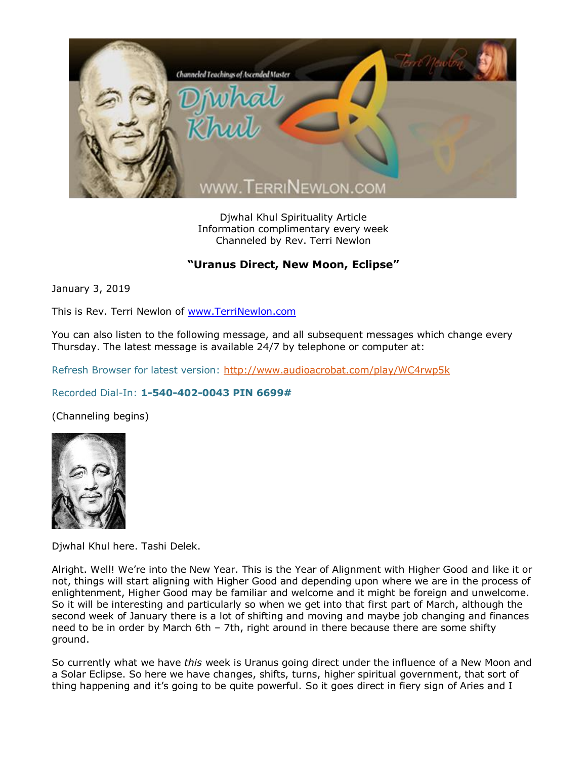Djwhal Khul Spirituality Article
Information complimentary every week
Channeled by Rev. Terri Newlon

## "Uranus Direct, New Moon, Eclipse"

January 3, 2019

This is Rev. Terri Newlon of [www.TerriNewlon.com](http://www.TerriNewlon.com)

You can also listen to the following message, and all subsequent messages which change every Thursday. The latest message is available 24/7 by telephone or computer at:

Refresh Browser for latest version: [http://www.audioacrobat.com/play/WC4rwp5k](http://www.audioacrobat.com/play/WC4rwp5k)

Recorded Dial-In: **1-540-402-0043 PIN 6699#**

(Channeling begins)

Djwhal Khul here. Tashi Delek.

Alright. Well! We're into the New Year. This is the Year of Alignment with Higher Good and like it or not, things will start aligning with Higher Good and depending upon where we are in the process of enlightenment, Higher Good may be familiar and welcome and it might be foreign and unwelcome. So it will be interesting and particularly so when we get into that first part of March, although the second week of January there is a lot of shifting and moving and maybe job changing and finances need to be in order by March 6th – 7th, right around in there because there are some shifty ground.

So currently what we have *this* week is Uranus going direct under the influence of a New Moon and a Solar Eclipse. So here we have changes, shifts, turns, higher spiritual government, that sort of thing happening and it's going to be quite powerful. So it goes direct in fiery sign of Aries and I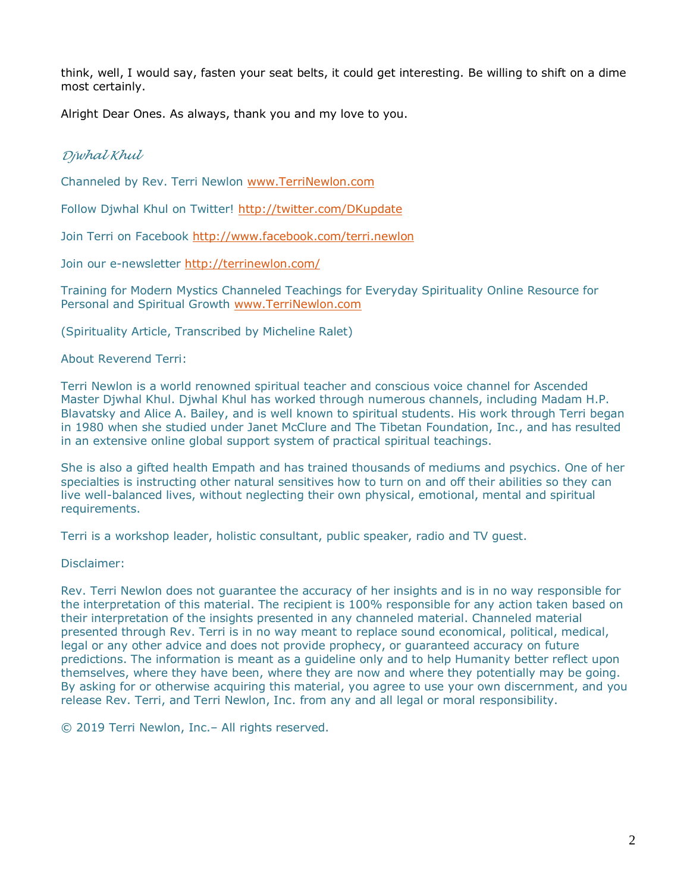think, well, I would say, fasten your seat belts, it could get interesting. Be willing to shift on a dime most certainly.

Alright Dear Ones. As always, thank you and my love to you.

*Djwhal Khul*

Channeled by Rev. Terri Newlon www.TerriNewlon.com

Follow Djwhal Khul on Twitter! http://twitter.com/DKupdate

Join Terri on Facebook http://www.facebook.com/terri.newlon

Join our e-newsletter http://terrinewlon.com/

Training for Modern Mystics Channeled Teachings for Everyday Spirituality Online Resource for Personal and Spiritual Growth www.TerriNewlon.com

(Spirituality Article, Transcribed by Micheline Ralet)

About Reverend Terri:

Terri Newlon is a world renowned spiritual teacher and conscious voice channel for Ascended Master Djwhal Khul. Djwhal Khul has worked through numerous channels, including Madam H.P. Blavatsky and Alice A. Bailey, and is well known to spiritual students. His work through Terri began in 1980 when she studied under Janet McClure and The Tibetan Foundation, Inc., and has resulted in an extensive online global support system of practical spiritual teachings.

She is also a gifted health Empath and has trained thousands of mediums and psychics. One of her specialties is instructing other natural sensitives how to turn on and off their abilities so they can live well-balanced lives, without neglecting their own physical, emotional, mental and spiritual requirements.

Terri is a workshop leader, holistic consultant, public speaker, radio and TV guest.

Disclaimer:

Rev. Terri Newlon does not guarantee the accuracy of her insights and is in no way responsible for the interpretation of this material. The recipient is 100% responsible for any action taken based on their interpretation of the insights presented in any channeled material. Channeled material presented through Rev. Terri is in no way meant to replace sound economical, political, medical, legal or any other advice and does not provide prophecy, or guaranteed accuracy on future predictions. The information is meant as a guideline only and to help Humanity better reflect upon themselves, where they have been, where they are now and where they potentially may be going. By asking for or otherwise acquiring this material, you agree to use your own discernment, and you release Rev. Terri, and Terri Newlon, Inc. from any and all legal or moral responsibility.

© 2019 Terri Newlon, Inc.– All rights reserved.